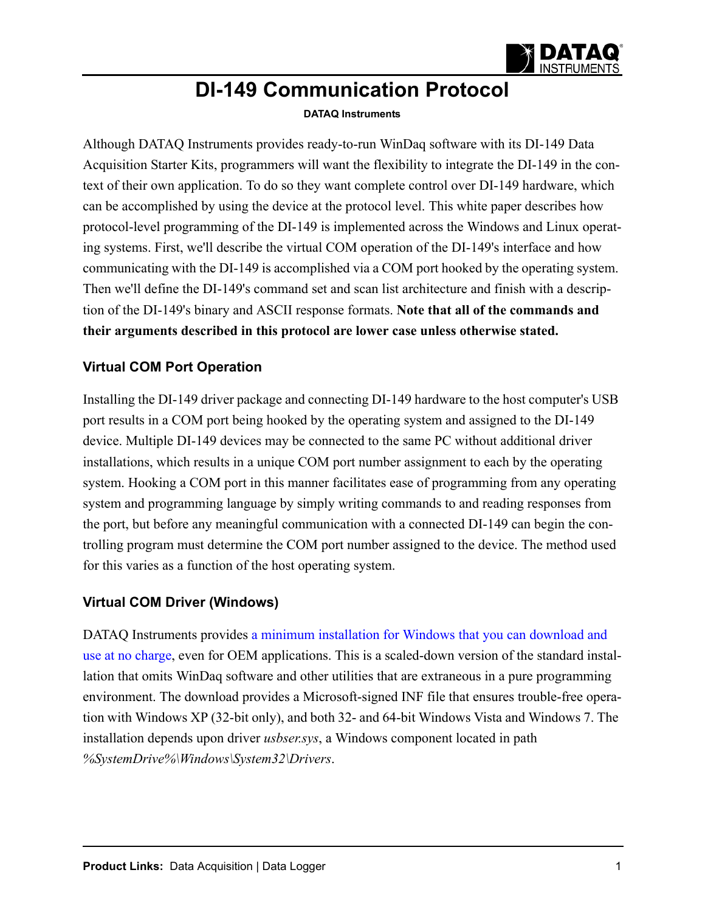# DI-149 Communication Protocol

**DATAQ Instruments**

Although DATAQ Instruments provides ready-to-run WinDaq software with its DI-149 Data Acquisition Starter Kits, programmers will want the flexibility to integrate the DI-149 in the context of their own application. To do so they want complete control over DI-149 hardware, which can be accomplished by using the device at the protocol level. This white paper describes how protocol-level programming of the DI-149 is implemented across the Windows and Linux operating systems. First, we'll describe the virtual COM operation of the DI-149's interface and how communicating with the DI-149 is accomplished via a COM port hooked by the operating system. Then we'll define the DI-149's command set and scan list architecture and finish with a description of the DI-149's binary and ASCII response formats. **Note that all of the commands and their arguments described in this protocol are lower case unless otherwise stated.**

## Virtual COM Port Operation

Installing the DI-149 driver package and connecting DI-149 hardware to the host computer's USB port results in a COM port being hooked by the operating system and assigned to the DI-149 device. Multiple DI-149 devices may be connected to the same PC without additional driver installations, which results in a unique COM port number assignment to each by the operating system. Hooking a COM port in this manner facilitates ease of programming from any operating system and programming language by simply writing commands to and reading responses from the port, but before any meaningful communication with a connected DI-149 can begin the controlling program must determine the COM port number assigned to the device. The method used for this varies as a function of the host operating system.

## Virtual COM Driver (Windows)

DATAQ Instruments provides a minimum installation for Windows that you can download and use at no charge, even for OEM applications. This is a scaled-down version of the standard installation that omits WinDaq software and other utilities that are extraneous in a pure programming environment. The download provides a Microsoft-signed INF file that ensures trouble-free operation with Windows XP (32-bit only), and both 32- and 64-bit Windows Vista and Windows 7. The installation depends upon driver *usbser.sys*, a Windows component located in path *%SystemDrive%\Windows\System32\Drivers*.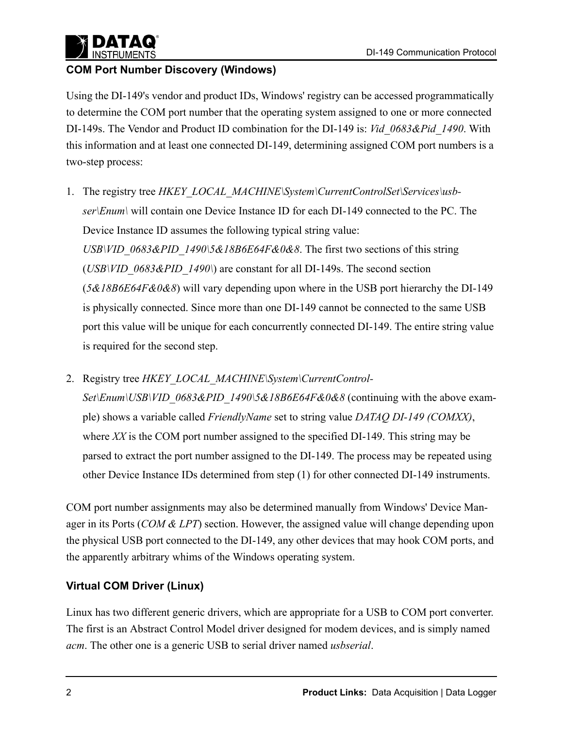## COM Port Number Discovery (Windows)

Using the DI-149's vendor and product IDs, Windows' registry can be accessed programmatically to determine the COM port number that the operating system assigned to one or more connected DI-149s. The Vendor and Product ID combination for the DI-149 is: *Vid_0683&Pid_1490*. With this information and at least one connected DI-149, determining assigned COM port numbers is a two-step process:

1. The registry tree *HKEY_LOCAL_MACHINE\System\CurrentControlSet\Services\usbser\Enum\* will contain one Device Instance ID for each DI-149 connected to the PC. The Device Instance ID assumes the following typical string value: *USB\VID_0683&PID_1490\5&18B6E64F&0&8*. The first two sections of this string (*USB\VID_0683&PID_1490\*) are constant for all DI-149s. The second section (*5&18B6E64F&0&8*) will vary depending upon where in the USB port hierarchy the DI-149 is physically connected. Since more than one DI-149 cannot be connected to the same USB port this value will be unique for each concurrently connected DI-149. The entire string value is required for the second step.

2. Registry tree *HKEY_LOCAL_MACHINE\System\CurrentControlSet\Enum\USB\VID_0683&PID_1490\5&18B6E64F&0&8* (continuing with the above example) shows a variable called *FriendlyName* set to string value *DATAQ DI-149 (COMXX)*, where *XX* is the COM port number assigned to the specified DI-149. This string may be parsed to extract the port number assigned to the DI-149. The process may be repeated using other Device Instance IDs determined from step (1) for other connected DI-149 instruments.

COM port number assignments may also be determined manually from Windows' Device Manager in its Ports (*COM & LPT*) section. However, the assigned value will change depending upon the physical USB port connected to the DI-149, any other devices that may hook COM ports, and the apparently arbitrary whims of the Windows operating system.

## Virtual COM Driver (Linux)

Linux has two different generic drivers, which are appropriate for a USB to COM port converter. The first is an Abstract Control Model driver designed for modem devices, and is simply named *acm*. The other one is a generic USB to serial driver named *usbserial*.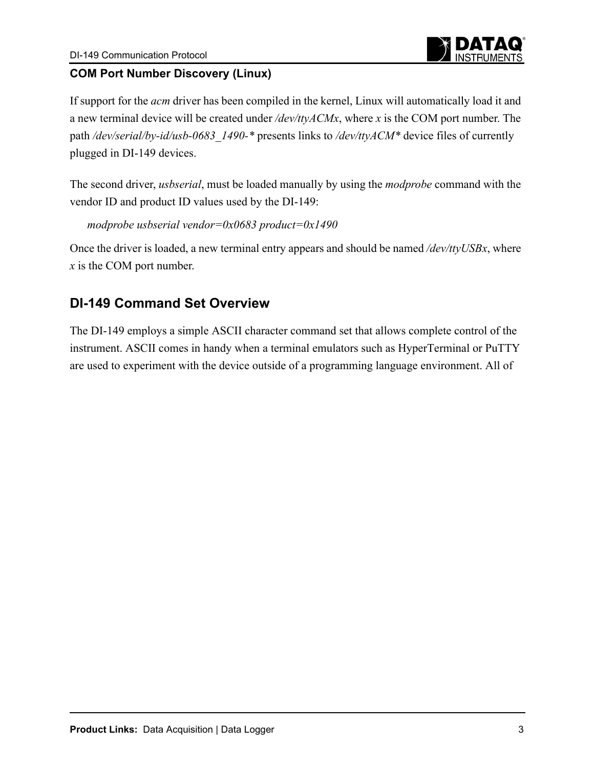### COM Port Number Discovery (Linux)

If support for the *acm* driver has been compiled in the kernel, Linux will automatically load it and a new terminal device will be created under */dev/ttyACMx*, where *x* is the COM port number. The path */dev/serial/by-id/usb-0683_1490-** presents links to */dev/ttyACM** device files of currently plugged in DI-149 devices.

The second driver, *usbserial*, must be loaded manually by using the *modprobe* command with the vendor ID and product ID values used by the DI-149:

*modprobe usbserial vendor=0x0683 product=0x1490*

Once the driver is loaded, a new terminal entry appears and should be named */dev/ttyUSBx*, where *x* is the COM port number.

## DI-149 Command Set Overview

The DI-149 employs a simple ASCII character command set that allows complete control of the instrument. ASCII comes in handy when a terminal emulators such as HyperTerminal or PuTTY are used to experiment with the device outside of a programming language environment. All of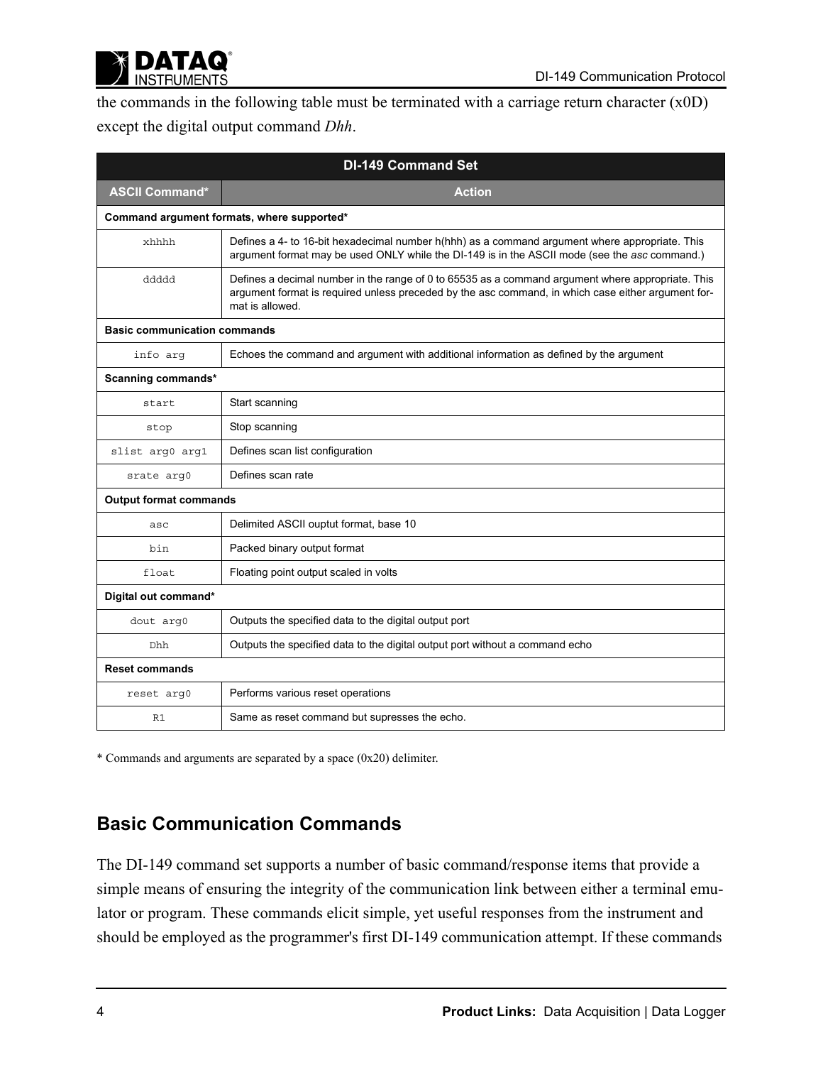the commands in the following table must be terminated with a carriage return character (x0D) except the digital output command *Dhh*.

| DI-149 Command Set | |
|---|---|
| **ASCII Command*** | **Action** |
| **Command argument formats, where supported*** | |
| xhhhh | Defines a 4- to 16-bit hexadecimal number h(hhh) as a command argument where appropriate. This argument format may be used ONLY while the DI-149 is in the ASCII mode (see the *asc* command.) |
| ddddd | Defines a decimal number in the range of 0 to 65535 as a command argument where appropriate. This argument format is required unless preceded by the asc command, in which case either argument format is allowed. |
| **Basic communication commands** | |
| info arg | Echoes the command and argument with additional information as defined by the argument |
| **Scanning commands*** | |
| start | Start scanning |
| stop | Stop scanning |
| slist arg0 arg1 | Defines scan list configuration |
| srate arg0 | Defines scan rate |
| **Output format commands** | |
| asc | Delimited ASCII ouptut format, base 10 |
| bin | Packed binary output format |
| float | Floating point output scaled in volts |
| **Digital out command*** | |
| dout arg0 | Outputs the specified data to the digital output port |
| Dhh | Outputs the specified data to the digital output port without a command echo |
| **Reset commands** | |
| reset arg0 | Performs various reset operations |
| R1 | Same as reset command but supresses the echo. |

* Commands and arguments are separated by a space (0x20) delimiter.

## Basic Communication Commands

The DI-149 command set supports a number of basic command/response items that provide a simple means of ensuring the integrity of the communication link between either a terminal emulator or program. These commands elicit simple, yet useful responses from the instrument and should be employed as the programmer's first DI-149 communication attempt. If these commands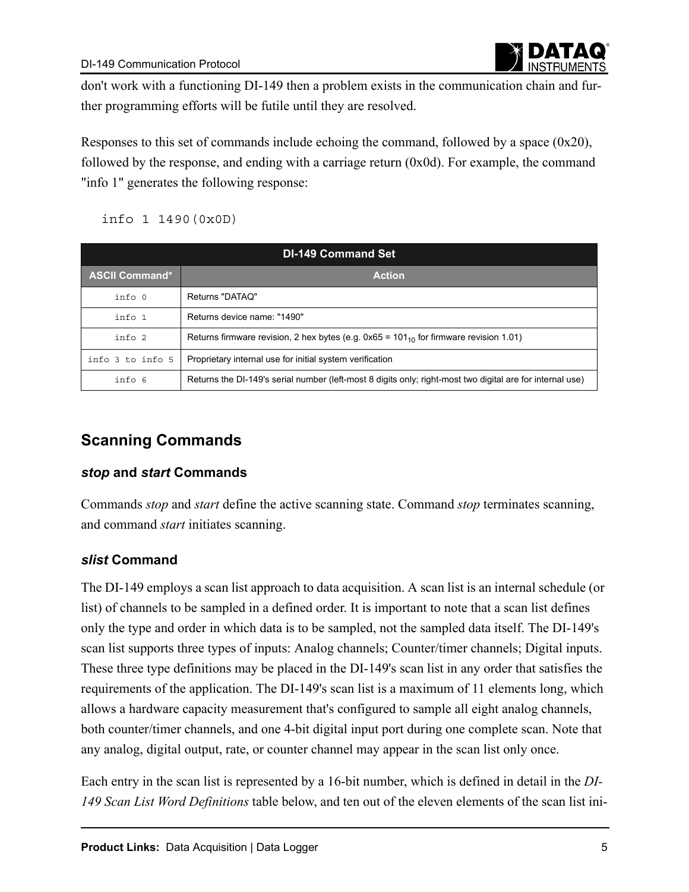don't work with a functioning DI-149 then a problem exists in the communication chain and further programming efforts will be futile until they are resolved.

Responses to this set of commands include echoing the command, followed by a space (0x20), followed by the response, and ending with a carriage return (0x0d). For example, the command "info 1" generates the following response:

```
info 1 1490(0x0D)
```

| DI-149 Command Set | |
|---|---|
| **ASCII Command*** | **Action** |
| `info 0` | Returns "DATAQ" |
| `info 1` | Returns device name: "1490" |
| `info 2` | Returns firmware revision, 2 hex bytes (e.g. 0x65 = $101_{10}$ for firmware revision 1.01) |
| `info 3 to info 5` | Proprietary internal use for initial system verification |
| `info 6` | Returns the DI-149's serial number (left-most 8 digits only; right-most two digital are for internal use) |

## Scanning Commands

### *stop* and *start* Commands

Commands *stop* and *start* define the active scanning state. Command *stop* terminates scanning, and command *start* initiates scanning.

### *slist* Command

The DI-149 employs a scan list approach to data acquisition. A scan list is an internal schedule (or list) of channels to be sampled in a defined order. It is important to note that a scan list defines only the type and order in which data is to be sampled, not the sampled data itself. The DI-149's scan list supports three types of inputs: Analog channels; Counter/timer channels; Digital inputs. These three type definitions may be placed in the DI-149's scan list in any order that satisfies the requirements of the application. The DI-149's scan list is a maximum of 11 elements long, which allows a hardware capacity measurement that's configured to sample all eight analog channels, both counter/timer channels, and one 4-bit digital input port during one complete scan. Note that any analog, digital output, rate, or counter channel may appear in the scan list only once.

Each entry in the scan list is represented by a 16-bit number, which is defined in detail in the *DI-149 Scan List Word Definitions* table below, and ten out of the eleven elements of the scan list ini-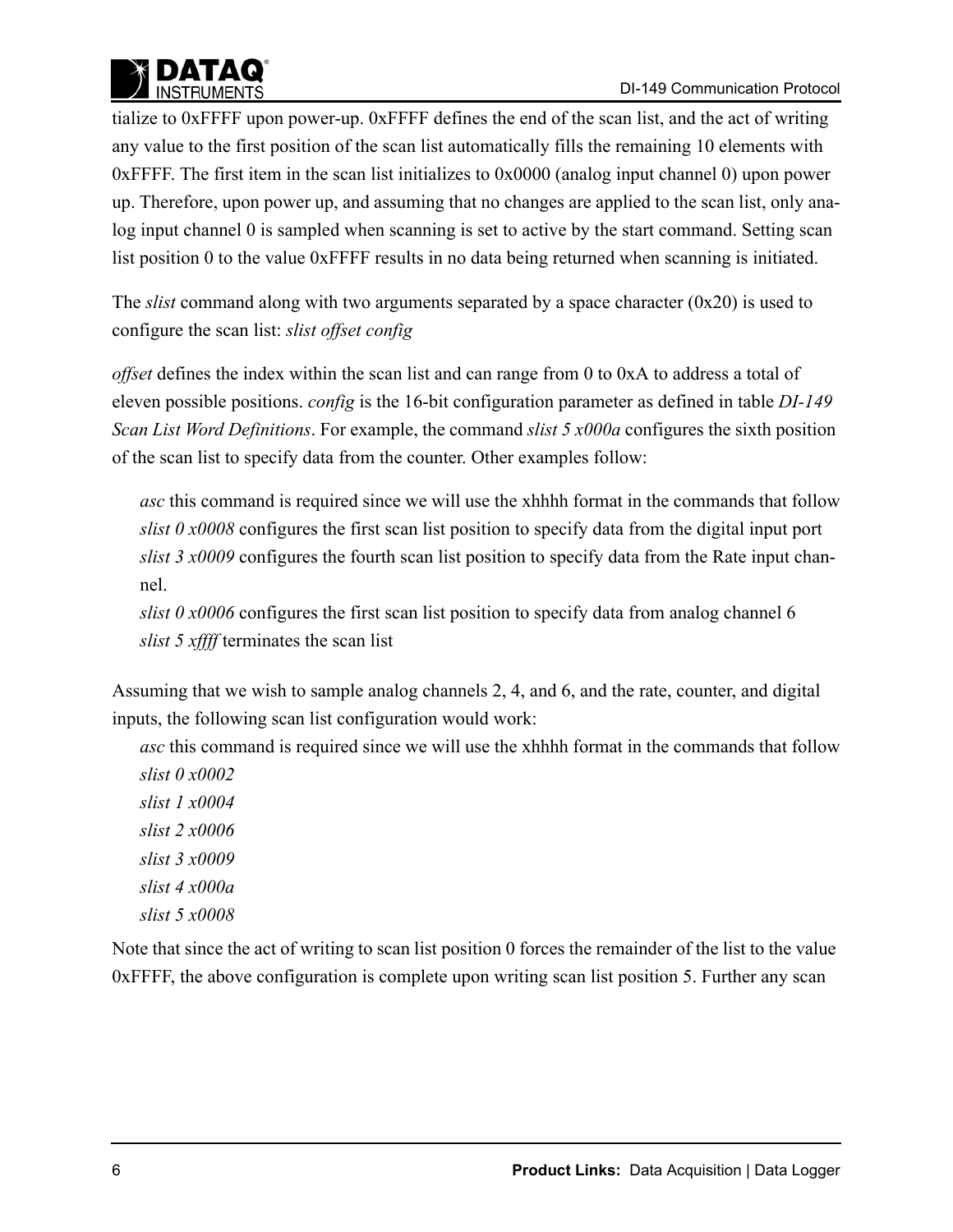tialize to 0xFFFF upon power-up. 0xFFFF defines the end of the scan list, and the act of writing any value to the first position of the scan list automatically fills the remaining 10 elements with 0xFFFF. The first item in the scan list initializes to 0x0000 (analog input channel 0) upon power up. Therefore, upon power up, and assuming that no changes are applied to the scan list, only analog input channel 0 is sampled when scanning is set to active by the start command. Setting scan list position 0 to the value 0xFFFF results in no data being returned when scanning is initiated.

The *slist* command along with two arguments separated by a space character (0x20) is used to configure the scan list: *slist offset config*

*offset* defines the index within the scan list and can range from 0 to 0xA to address a total of eleven possible positions. *config* is the 16-bit configuration parameter as defined in table *DI-149 Scan List Word Definitions*. For example, the command *slist 5 x000a* configures the sixth position of the scan list to specify data from the counter. Other examples follow:

*asc* this command is required since we will use the xhhhh format in the commands that follow
*slist 0 x0008* configures the first scan list position to specify data from the digital input port
*slist 3 x0009* configures the fourth scan list position to specify data from the Rate input channel.
*slist 0 x0006* configures the first scan list position to specify data from analog channel 6
*slist 5 xffff* terminates the scan list

Assuming that we wish to sample analog channels 2, 4, and 6, and the rate, counter, and digital inputs, the following scan list configuration would work:

*asc* this command is required since we will use the xhhhh format in the commands that follow
*slist 0 x0002*
*slist 1 x0004*
*slist 2 x0006*
*slist 3 x0009*
*slist 4 x000a*
*slist 5 x0008*

Note that since the act of writing to scan list position 0 forces the remainder of the list to the value 0xFFFF, the above configuration is complete upon writing scan list position 5. Further any scan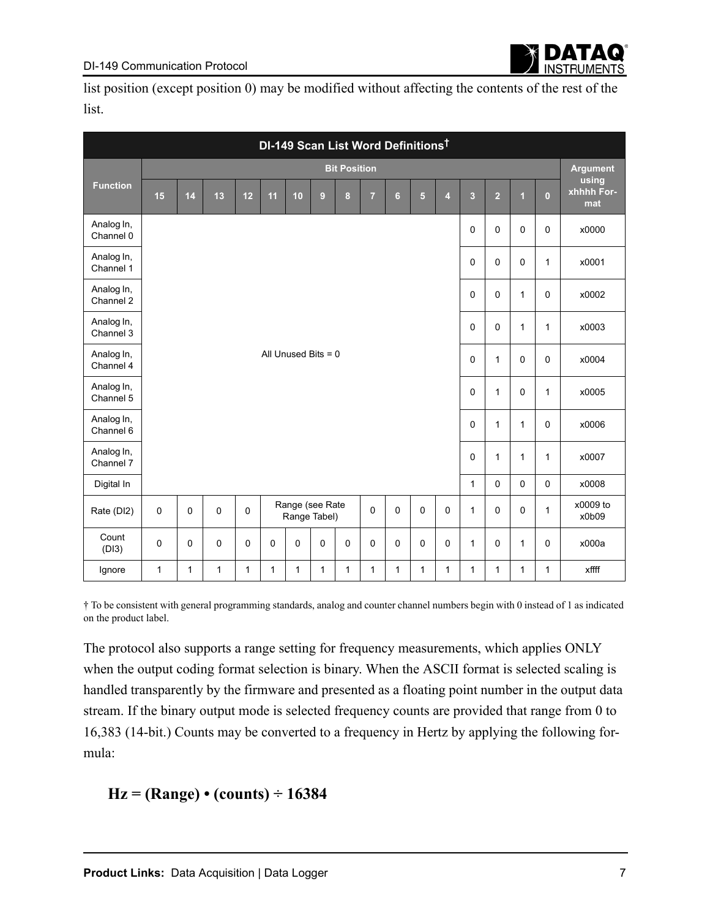list position (except position 0) may be modified without affecting the contents of the rest of the list.

| DI-149 Scan List Word Definitions† | | | | | | | | | | | | | | | | | |
|---|---|---|---|---|---|---|---|---|---|---|---|---|---|---|---|---|---|
| Function | Bit Position | | | | | | | | | | | | | | | | Argument using xhhhh Format |
| | 15 | 14 | 13 | 12 | 11 | 10 | 9 | 8 | 7 | 6 | 5 | 4 | 3 | 2 | 1 | 0 | |
| Analog In, Channel 0 | All Unused Bits = 0 | | | | | | | | | | | | 0 | 0 | 0 | 0 | x0000 |
| Analog In, Channel 1 | | | | | | | | | | | | | 0 | 0 | 0 | 1 | x0001 |
| Analog In, Channel 2 | | | | | | | | | | | | | 0 | 0 | 1 | 0 | x0002 |
| Analog In, Channel 3 | | | | | | | | | | | | | 0 | 0 | 1 | 1 | x0003 |
| Analog In, Channel 4 | | | | | | | | | | | | | 0 | 1 | 0 | 0 | x0004 |
| Analog In, Channel 5 | | | | | | | | | | | | | 0 | 1 | 0 | 1 | x0005 |
| Analog In, Channel 6 | | | | | | | | | | | | | 0 | 1 | 1 | 0 | x0006 |
| Analog In, Channel 7 | | | | | | | | | | | | | 0 | 1 | 1 | 1 | x0007 |
| Digital In | | | | | | | | | | | | | 1 | 0 | 0 | 0 | x0008 |
| Rate (DI2) | 0 | 0 | 0 | 0 | Range (see Rate Range Tabel) | | | | 0 | 0 | 0 | 0 | 1 | 0 | 0 | 1 | x0009 to x0b09 |
| Count (DI3) | 0 | 0 | 0 | 0 | 0 | 0 | 0 | 0 | 0 | 0 | 0 | 0 | 1 | 0 | 1 | 0 | x000a |
| Ignore | 1 | 1 | 1 | 1 | 1 | 1 | 1 | 1 | 1 | 1 | 1 | 1 | 1 | 1 | 1 | 1 | xffff |

† To be consistent with general programming standards, analog and counter channel numbers begin with 0 instead of 1 as indicated on the product label.

The protocol also supports a range setting for frequency measurements, which applies ONLY when the output coding format selection is binary. When the ASCII format is selected scaling is handled transparently by the firmware and presented as a floating point number in the output data stream. If the binary output mode is selected frequency counts are provided that range from 0 to 16,383 (14-bit.) Counts may be converted to a frequency in Hertz by applying the following formula:

$$\mathbf{Hz = (Range) \cdot (counts) \div 16384}$$

**Product Links:** Data Acquisition | Data Logger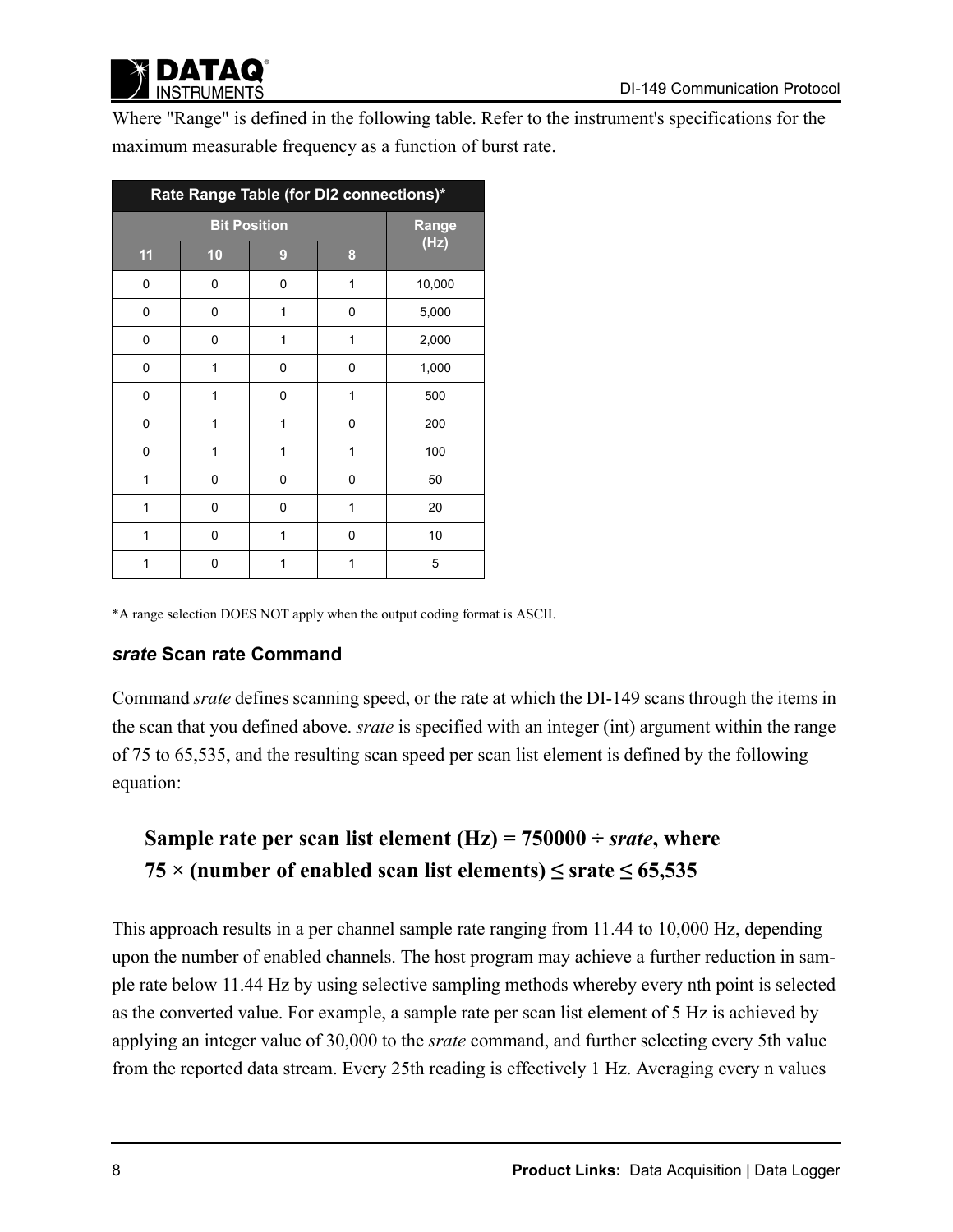Where "Range" is defined in the following table. Refer to the instrument's specifications for the maximum measurable frequency as a function of burst rate.

| Rate Range Table (for DI2 connections)* | | | | |
|---|---|---|---|---|
| Bit Position | | | | Range (Hz) |
| 11 | 10 | 9 | 8 | |
| 0 | 0 | 0 | 1 | 10,000 |
| 0 | 0 | 1 | 0 | 5,000 |
| 0 | 0 | 1 | 1 | 2,000 |
| 0 | 1 | 0 | 0 | 1,000 |
| 0 | 1 | 0 | 1 | 500 |
| 0 | 1 | 1 | 0 | 200 |
| 0 | 1 | 1 | 1 | 100 |
| 1 | 0 | 0 | 0 | 50 |
| 1 | 0 | 0 | 1 | 20 |
| 1 | 0 | 1 | 0 | 10 |
| 1 | 0 | 1 | 1 | 5 |

*A range selection DOES NOT apply when the output coding format is ASCII.

### ***srate*** Scan rate Command

Command *srate* defines scanning speed, or the rate at which the DI-149 scans through the items in the scan that you defined above. *srate* is specified with an integer (int) argument within the range of 75 to 65,535, and the resulting scan speed per scan list element is defined by the following equation:

**Sample rate per scan list element (Hz) = 750000 ÷ *srate*, where**
**75 × (number of enabled scan list elements) ≤ srate ≤ 65,535**

This approach results in a per channel sample rate ranging from 11.44 to 10,000 Hz, depending upon the number of enabled channels. The host program may achieve a further reduction in sample rate below 11.44 Hz by using selective sampling methods whereby every nth point is selected as the converted value. For example, a sample rate per scan list element of 5 Hz is achieved by applying an integer value of 30,000 to the *srate* command, and further selecting every 5th value from the reported data stream. Every 25th reading is effectively 1 Hz. Averaging every n values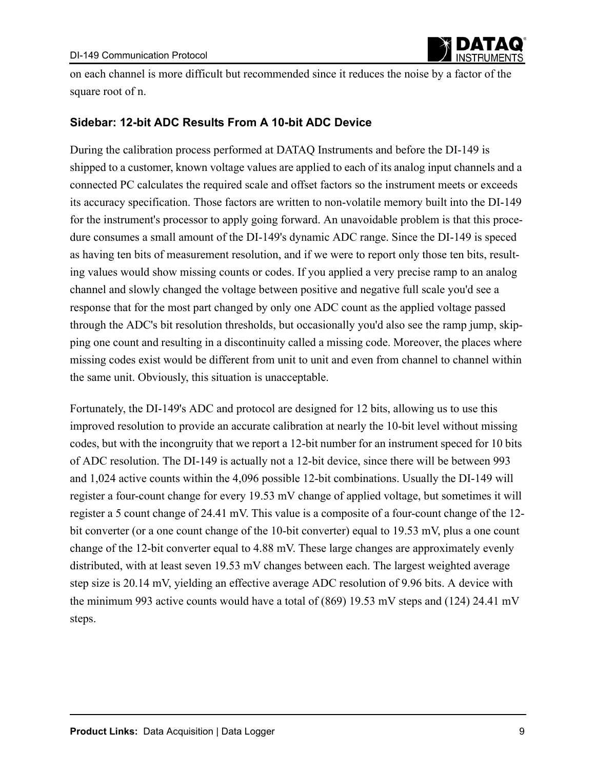on each channel is more difficult but recommended since it reduces the noise by a factor of the square root of n.

### Sidebar: 12-bit ADC Results From A 10-bit ADC Device

During the calibration process performed at DATAQ Instruments and before the DI-149 is shipped to a customer, known voltage values are applied to each of its analog input channels and a connected PC calculates the required scale and offset factors so the instrument meets or exceeds its accuracy specification. Those factors are written to non-volatile memory built into the DI-149 for the instrument's processor to apply going forward. An unavoidable problem is that this procedure consumes a small amount of the DI-149's dynamic ADC range. Since the DI-149 is speced as having ten bits of measurement resolution, and if we were to report only those ten bits, resulting values would show missing counts or codes. If you applied a very precise ramp to an analog channel and slowly changed the voltage between positive and negative full scale you'd see a response that for the most part changed by only one ADC count as the applied voltage passed through the ADC's bit resolution thresholds, but occasionally you'd also see the ramp jump, skipping one count and resulting in a discontinuity called a missing code. Moreover, the places where missing codes exist would be different from unit to unit and even from channel to channel within the same unit. Obviously, this situation is unacceptable.

Fortunately, the DI-149's ADC and protocol are designed for 12 bits, allowing us to use this improved resolution to provide an accurate calibration at nearly the 10-bit level without missing codes, but with the incongruity that we report a 12-bit number for an instrument speced for 10 bits of ADC resolution. The DI-149 is actually not a 12-bit device, since there will be between 993 and 1,024 active counts within the 4,096 possible 12-bit combinations. Usually the DI-149 will register a four-count change for every 19.53 mV change of applied voltage, but sometimes it will register a 5 count change of 24.41 mV. This value is a composite of a four-count change of the 12-bit converter (or a one count change of the 10-bit converter) equal to 19.53 mV, plus a one count change of the 12-bit converter equal to 4.88 mV. These large changes are approximately evenly distributed, with at least seven 19.53 mV changes between each. The largest weighted average step size is 20.14 mV, yielding an effective average ADC resolution of 9.96 bits. A device with the minimum 993 active counts would have a total of (869) 19.53 mV steps and (124) 24.41 mV steps.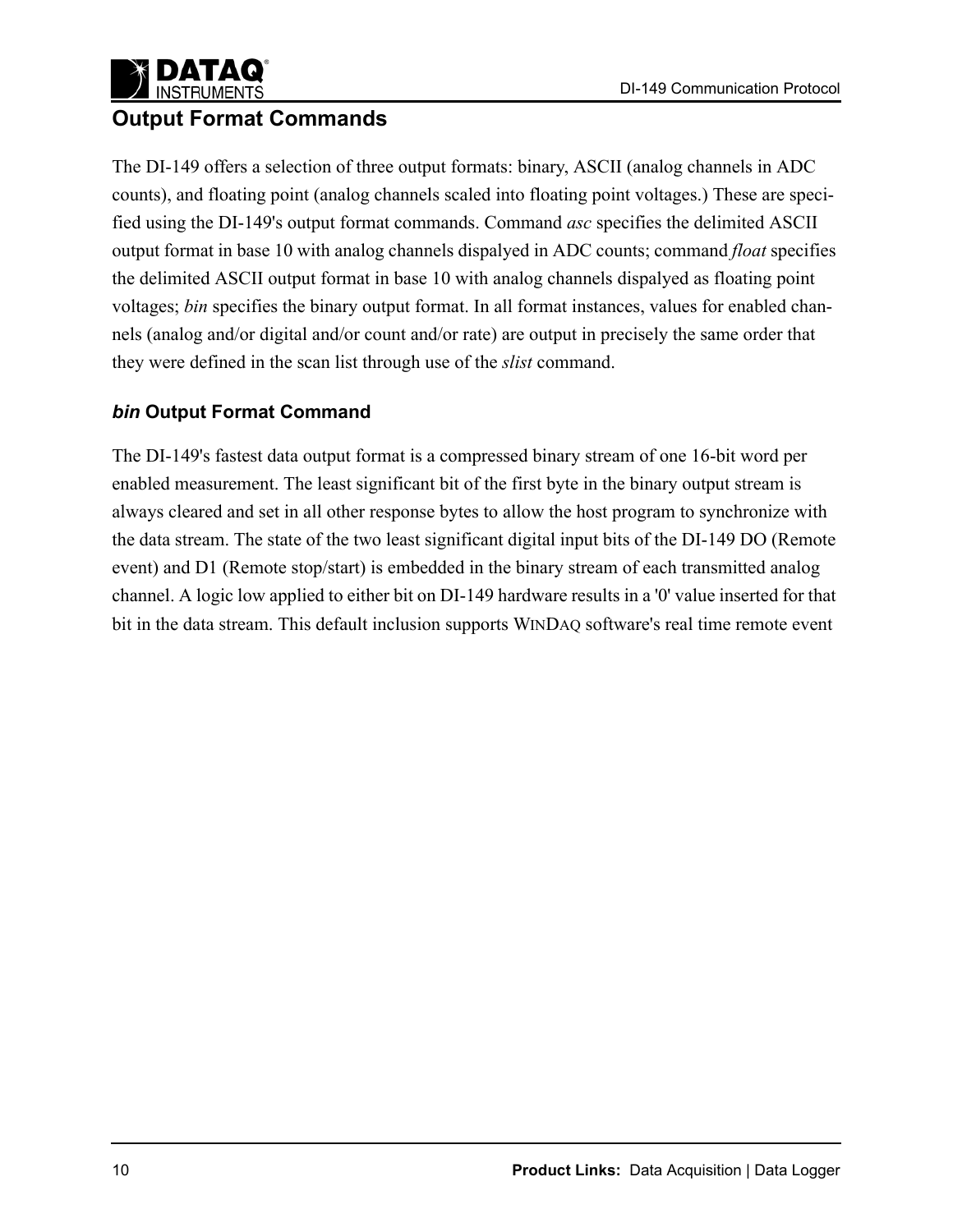## Output Format Commands

The DI-149 offers a selection of three output formats: binary, ASCII (analog channels in ADC counts), and floating point (analog channels scaled into floating point voltages.) These are specified using the DI-149's output format commands. Command *asc* specifies the delimited ASCII output format in base 10 with analog channels dispalyed in ADC counts; command *float* specifies the delimited ASCII output format in base 10 with analog channels dispalyed as floating point voltages; *bin* specifies the binary output format. In all format instances, values for enabled channels (analog and/or digital and/or count and/or rate) are output in precisely the same order that they were defined in the scan list through use of the *slist* command.

### *bin* Output Format Command

The DI-149's fastest data output format is a compressed binary stream of one 16-bit word per enabled measurement. The least significant bit of the first byte in the binary output stream is always cleared and set in all other response bytes to allow the host program to synchronize with the data stream. The state of the two least significant digital input bits of the DI-149 DO (Remote event) and D1 (Remote stop/start) is embedded in the binary stream of each transmitted analog channel. A logic low applied to either bit on DI-149 hardware results in a '0' value inserted for that bit in the data stream. This default inclusion supports WINDAQ software's real time remote event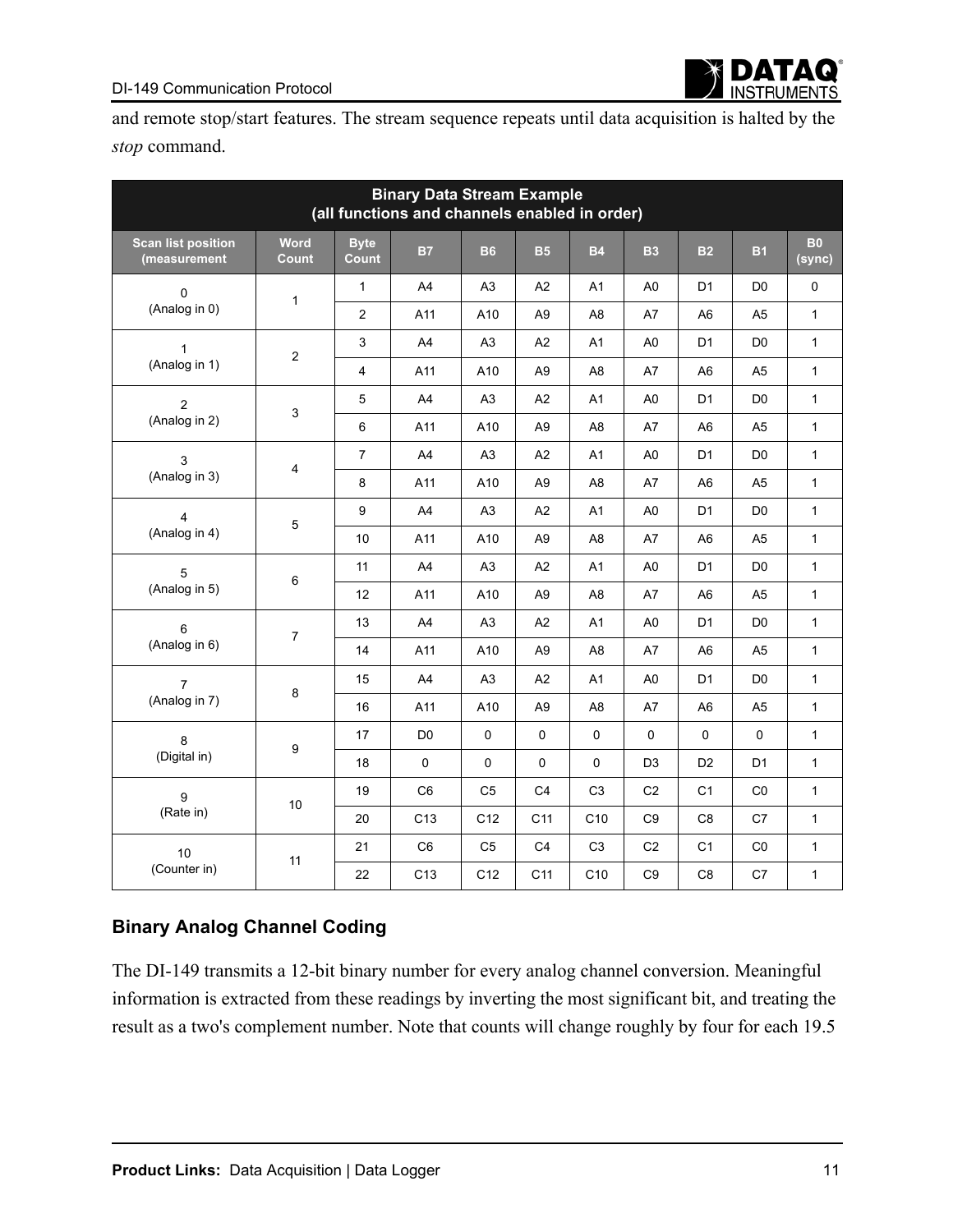and remote stop/start features. The stream sequence repeats until data acquisition is halted by the *stop* command.

| Binary Data Stream Example (all functions and channels enabled in order) | | | | | | | | | | |
|---|---|---|---|---|---|---|---|---|---|---|
| **Scan list position (measurement** | **Word Count** | **Byte Count** | **B7** | **B6** | **B5** | **B4** | **B3** | **B2** | **B1** | **B0 (sync)** |
| 0 (Analog in 0) | 1 | 1 | A4 | A3 | A2 | A1 | A0 | D1 | D0 | 0 |
| | | 2 | A11 | A10 | A9 | A8 | A7 | A6 | A5 | 1 |
| 1 (Analog in 1) | 2 | 3 | A4 | A3 | A2 | A1 | A0 | D1 | D0 | 1 |
| | | 4 | A11 | A10 | A9 | A8 | A7 | A6 | A5 | 1 |
| 2 (Analog in 2) | 3 | 5 | A4 | A3 | A2 | A1 | A0 | D1 | D0 | 1 |
| | | 6 | A11 | A10 | A9 | A8 | A7 | A6 | A5 | 1 |
| 3 (Analog in 3) | 4 | 7 | A4 | A3 | A2 | A1 | A0 | D1 | D0 | 1 |
| | | 8 | A11 | A10 | A9 | A8 | A7 | A6 | A5 | 1 |
| 4 (Analog in 4) | 5 | 9 | A4 | A3 | A2 | A1 | A0 | D1 | D0 | 1 |
| | | 10 | A11 | A10 | A9 | A8 | A7 | A6 | A5 | 1 |
| 5 (Analog in 5) | 6 | 11 | A4 | A3 | A2 | A1 | A0 | D1 | D0 | 1 |
| | | 12 | A11 | A10 | A9 | A8 | A7 | A6 | A5 | 1 |
| 6 (Analog in 6) | 7 | 13 | A4 | A3 | A2 | A1 | A0 | D1 | D0 | 1 |
| | | 14 | A11 | A10 | A9 | A8 | A7 | A6 | A5 | 1 |
| 7 (Analog in 7) | 8 | 15 | A4 | A3 | A2 | A1 | A0 | D1 | D0 | 1 |
| | | 16 | A11 | A10 | A9 | A8 | A7 | A6 | A5 | 1 |
| 8 (Digital in) | 9 | 17 | D0 | 0 | 0 | 0 | 0 | 0 | 0 | 1 |
| | | 18 | 0 | 0 | 0 | 0 | D3 | D2 | D1 | 1 |
| 9 (Rate in) | 10 | 19 | C6 | C5 | C4 | C3 | C2 | C1 | C0 | 1 |
| | | 20 | C13 | C12 | C11 | C10 | C9 | C8 | C7 | 1 |
| 10 (Counter in) | 11 | 21 | C6 | C5 | C4 | C3 | C2 | C1 | C0 | 1 |
| | | 22 | C13 | C12 | C11 | C10 | C9 | C8 | C7 | 1 |

## Binary Analog Channel Coding

The DI-149 transmits a 12-bit binary number for every analog channel conversion. Meaningful information is extracted from these readings by inverting the most significant bit, and treating the result as a two's complement number. Note that counts will change roughly by four for each 19.5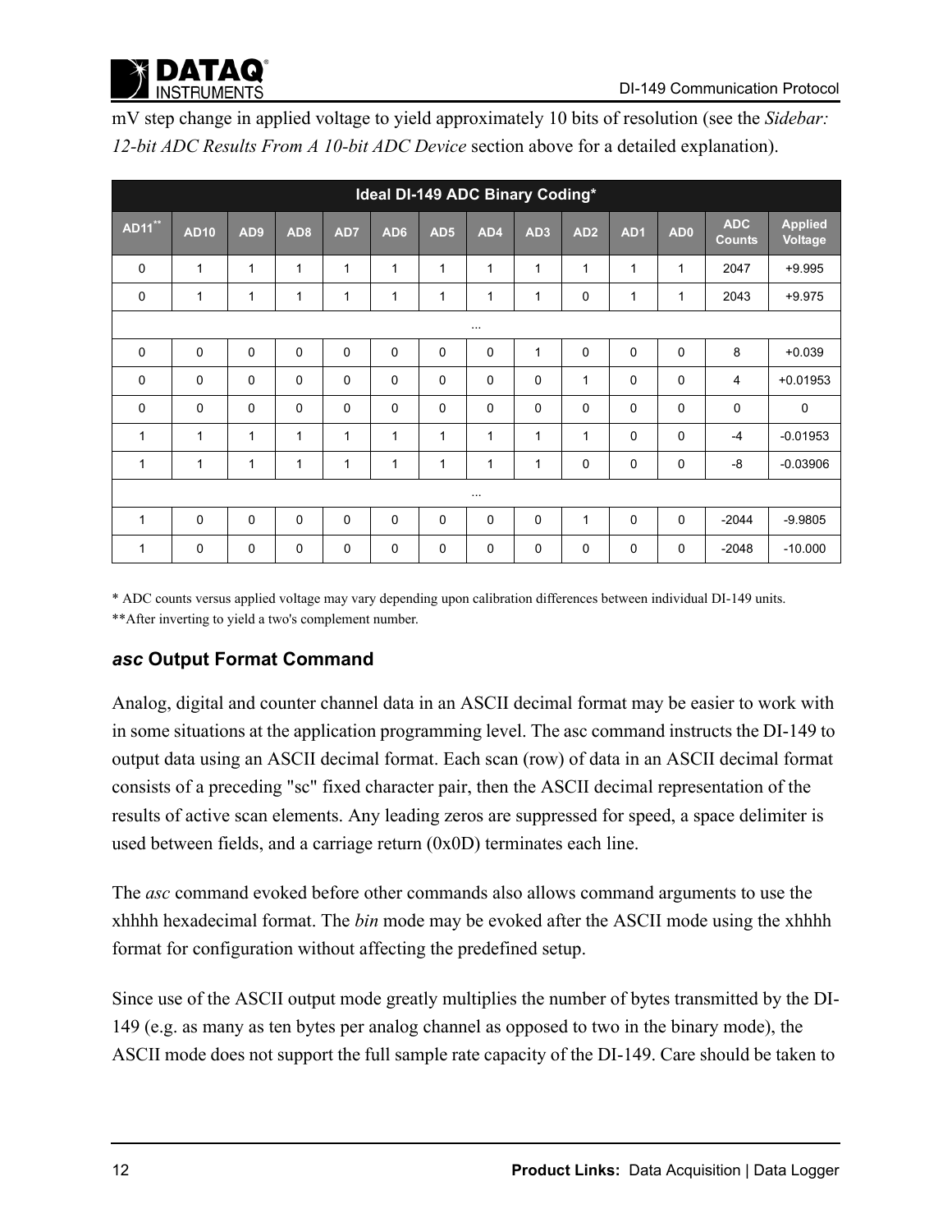mV step change in applied voltage to yield approximately 10 bits of resolution (see the *Sidebar: 12-bit ADC Results From A 10-bit ADC Device* section above for a detailed explanation).

| Ideal DI-149 ADC Binary Coding* | | | | | | | | | | | | | |
|---|---|---|---|---|---|---|---|---|---|---|---|---|---|
| AD11** | AD10 | AD9 | AD8 | AD7 | AD6 | AD5 | AD4 | AD3 | AD2 | AD1 | AD0 | ADC Counts | Applied Voltage |
| 0 | 1 | 1 | 1 | 1 | 1 | 1 | 1 | 1 | 1 | 1 | 1 | 2047 | +9.995 |
| 0 | 1 | 1 | 1 | 1 | 1 | 1 | 1 | 1 | 0 | 1 | 1 | 2043 | +9.975 |
| ... | | | | | | | | | | | | | |
| 0 | 0 | 0 | 0 | 0 | 0 | 0 | 0 | 1 | 0 | 0 | 0 | 8 | +0.039 |
| 0 | 0 | 0 | 0 | 0 | 0 | 0 | 0 | 0 | 1 | 0 | 0 | 4 | +0.01953 |
| 0 | 0 | 0 | 0 | 0 | 0 | 0 | 0 | 0 | 0 | 0 | 0 | 0 | 0 |
| 1 | 1 | 1 | 1 | 1 | 1 | 1 | 1 | 1 | 1 | 0 | 0 | -4 | -0.01953 |
| 1 | 1 | 1 | 1 | 1 | 1 | 1 | 1 | 1 | 0 | 0 | 0 | -8 | -0.03906 |
| ... | | | | | | | | | | | | | |
| 1 | 0 | 0 | 0 | 0 | 0 | 0 | 0 | 0 | 1 | 0 | 0 | -2044 | -9.9805 |
| 1 | 0 | 0 | 0 | 0 | 0 | 0 | 0 | 0 | 0 | 0 | 0 | -2048 | -10.000 |

* ADC counts versus applied voltage may vary depending upon calibration differences between individual DI-149 units.

**After inverting to yield a two's complement number.

### *asc* Output Format Command

Analog, digital and counter channel data in an ASCII decimal format may be easier to work with in some situations at the application programming level. The asc command instructs the DI-149 to output data using an ASCII decimal format. Each scan (row) of data in an ASCII decimal format consists of a preceding "sc" fixed character pair, then the ASCII decimal representation of the results of active scan elements. Any leading zeros are suppressed for speed, a space delimiter is used between fields, and a carriage return (0x0D) terminates each line.

The *asc* command evoked before other commands also allows command arguments to use the xhhhh hexadecimal format. The *bin* mode may be evoked after the ASCII mode using the xhhhh format for configuration without affecting the predefined setup.

Since use of the ASCII output mode greatly multiplies the number of bytes transmitted by the DI-149 (e.g. as many as ten bytes per analog channel as opposed to two in the binary mode), the ASCII mode does not support the full sample rate capacity of the DI-149. Care should be taken to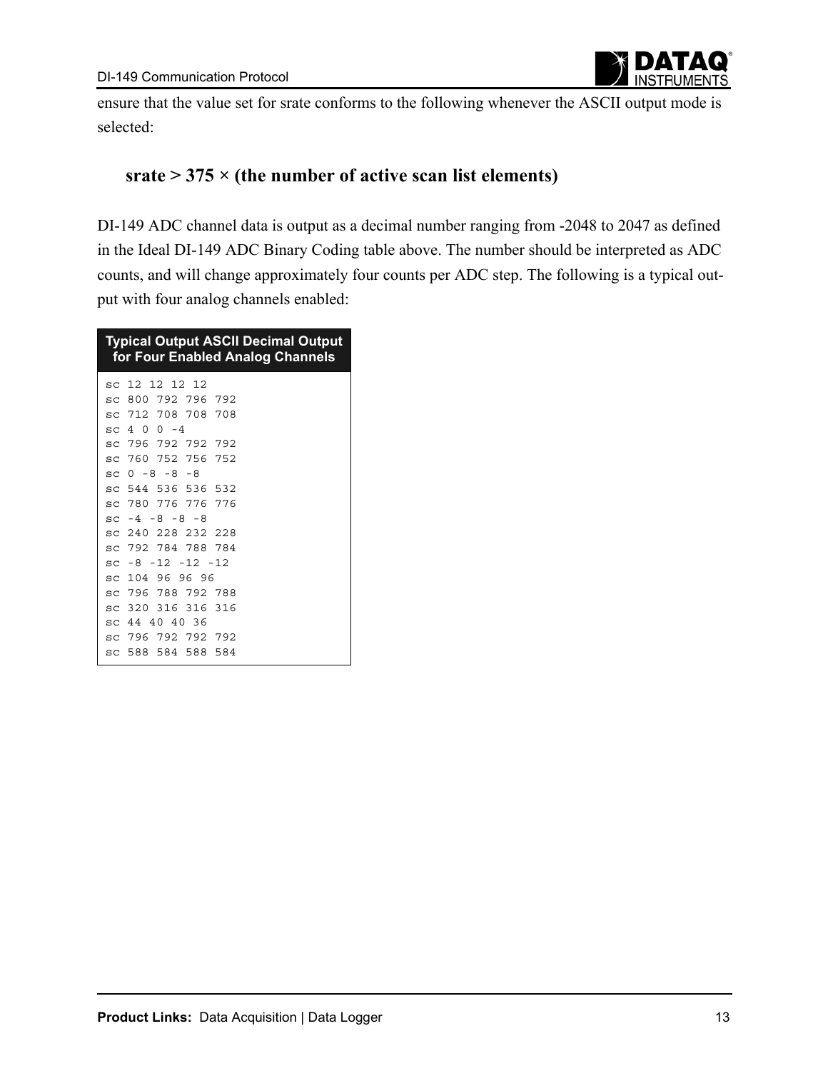ensure that the value set for srate conforms to the following whenever the ASCII output mode is selected:

**srate > 375 × (the number of active scan list elements)**

DI-149 ADC channel data is output as a decimal number ranging from -2048 to 2047 as defined in the Ideal DI-149 ADC Binary Coding table above. The number should be interpreted as ADC counts, and will change approximately four counts per ADC step. The following is a typical output with four analog channels enabled:

**Typical Output ASCII Decimal Output for Four Enabled Analog Channels**

```
sc 12 12 12 12
sc 800 792 796 792
sc 712 708 708 708
sc 4 0 0 -4
sc 796 792 792 792
sc 760 752 756 752
sc 0 -8 -8 -8
sc 544 536 536 532
sc 780 776 776 776
sc -4 -8 -8 -8
sc 240 228 232 228
sc 792 784 788 784
sc -8 -12 -12 -12
sc 104 96 96 96
sc 796 788 792 788
sc 320 316 316 316
sc 44 40 40 36
sc 796 792 792 792
sc 588 584 588 584
```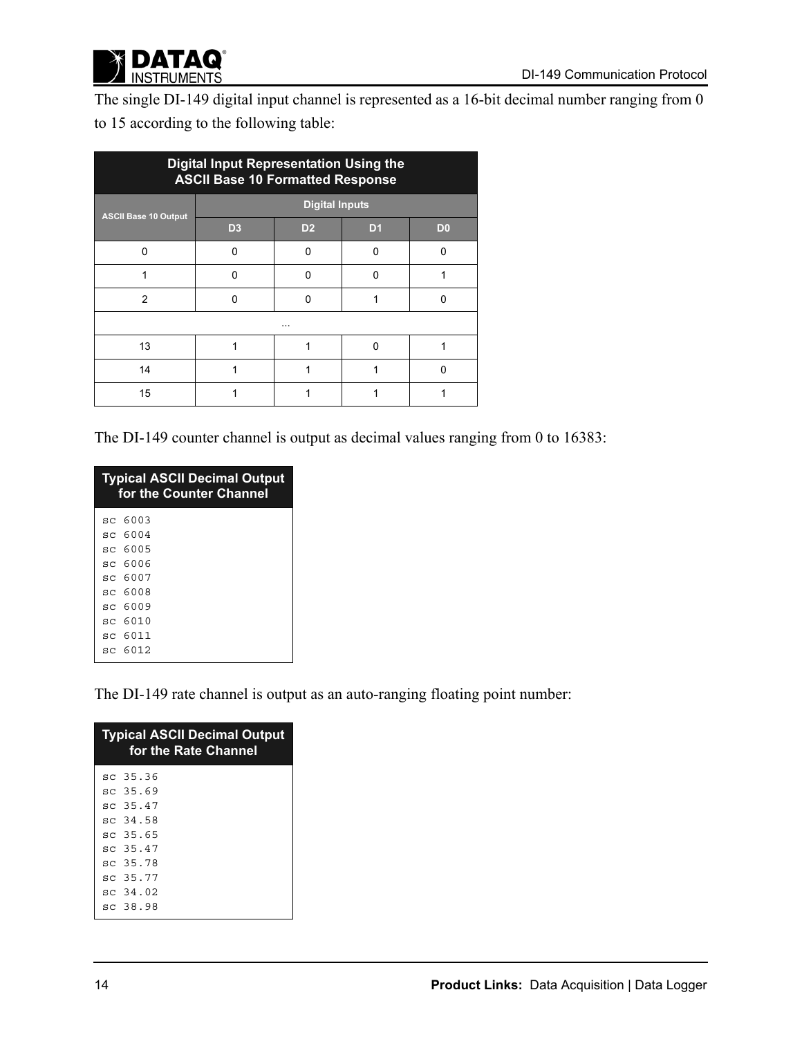The single DI-149 digital input channel is represented as a 16-bit decimal number ranging from 0 to 15 according to the following table:

| Digital Input Representation Using the ASCII Base 10 Formatted Response | | | | |
|---|---|---|---|---|
| ASCII Base 10 Output | Digital Inputs | | | |
| | D3 | D2 | D1 | D0 |
| 0 | 0 | 0 | 0 | 0 |
| 1 | 0 | 0 | 0 | 1 |
| 2 | 0 | 0 | 1 | 0 |
| ... | | | | |
| 13 | 1 | 1 | 0 | 1 |
| 14 | 1 | 1 | 1 | 0 |
| 15 | 1 | 1 | 1 | 1 |

The DI-149 counter channel is output as decimal values ranging from 0 to 16383:

**Typical ASCII Decimal Output for the Counter Channel**

```
sc 6003
sc 6004
sc 6005
sc 6006
sc 6007
sc 6008
sc 6009
sc 6010
sc 6011
sc 6012
```

The DI-149 rate channel is output as an auto-ranging floating point number:

**Typical ASCII Decimal Output for the Rate Channel**

```
sc 35.36
sc 35.69
sc 35.47
sc 34.58
sc 35.65
sc 35.47
sc 35.78
sc 35.77
sc 34.02
sc 38.98
```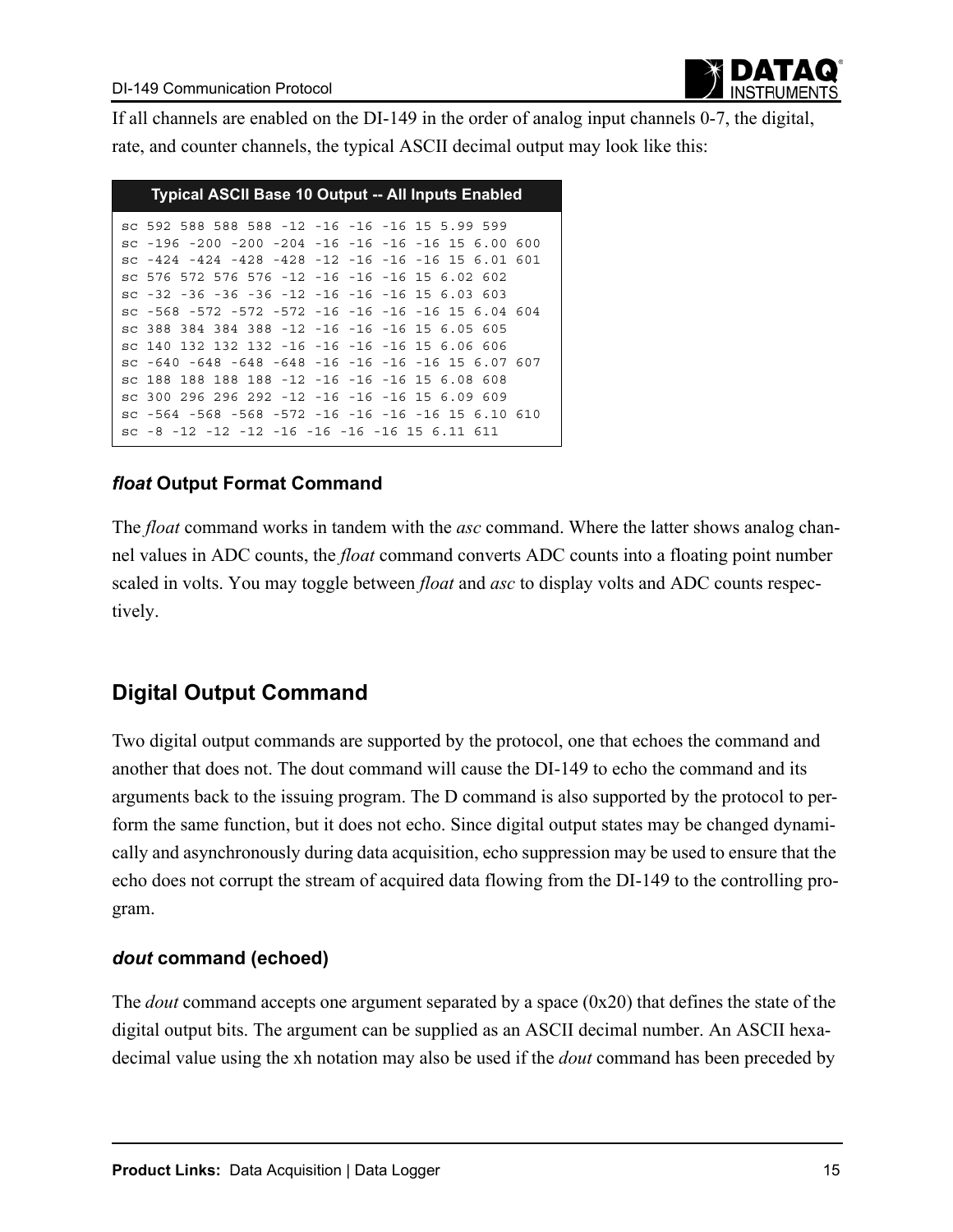If all channels are enabled on the DI-149 in the order of analog input channels 0-7, the digital, rate, and counter channels, the typical ASCII decimal output may look like this:

**Typical ASCII Base 10 Output -- All Inputs Enabled**

```
sc 592 588 588 588 -12 -16 -16 -16 15 5.99 599
sc -196 -200 -200 -204 -16 -16 -16 -16 15 6.00 600
sc -424 -424 -428 -428 -12 -16 -16 -16 15 6.01 601
sc 576 572 576 576 -12 -16 -16 -16 15 6.02 602
sc -32 -36 -36 -36 -12 -16 -16 -16 15 6.03 603
sc -568 -572 -572 -572 -16 -16 -16 -16 15 6.04 604
sc 388 384 384 388 -12 -16 -16 -16 15 6.05 605
sc 140 132 132 132 -16 -16 -16 -16 15 6.06 606
sc -640 -648 -648 -648 -16 -16 -16 -16 15 6.07 607
sc 188 188 188 188 -12 -16 -16 -16 15 6.08 608
sc 300 296 296 292 -12 -16 -16 -16 15 6.09 609
sc -564 -568 -568 -572 -16 -16 -16 -16 15 6.10 610
sc -8 -12 -12 -12 -16 -16 -16 -16 15 6.11 611
```

### *float* Output Format Command

The *float* command works in tandem with the *asc* command. Where the latter shows analog channel values in ADC counts, the *float* command converts ADC counts into a floating point number scaled in volts. You may toggle between *float* and *asc* to display volts and ADC counts respectively.

## Digital Output Command

Two digital output commands are supported by the protocol, one that echoes the command and another that does not. The dout command will cause the DI-149 to echo the command and its arguments back to the issuing program. The D command is also supported by the protocol to perform the same function, but it does not echo. Since digital output states may be changed dynamically and asynchronously during data acquisition, echo suppression may be used to ensure that the echo does not corrupt the stream of acquired data flowing from the DI-149 to the controlling program.

### *dout* command (echoed)

The *dout* command accepts one argument separated by a space (0x20) that defines the state of the digital output bits. The argument can be supplied as an ASCII decimal number. An ASCII hexadecimal value using the xh notation may also be used if the *dout* command has been preceded by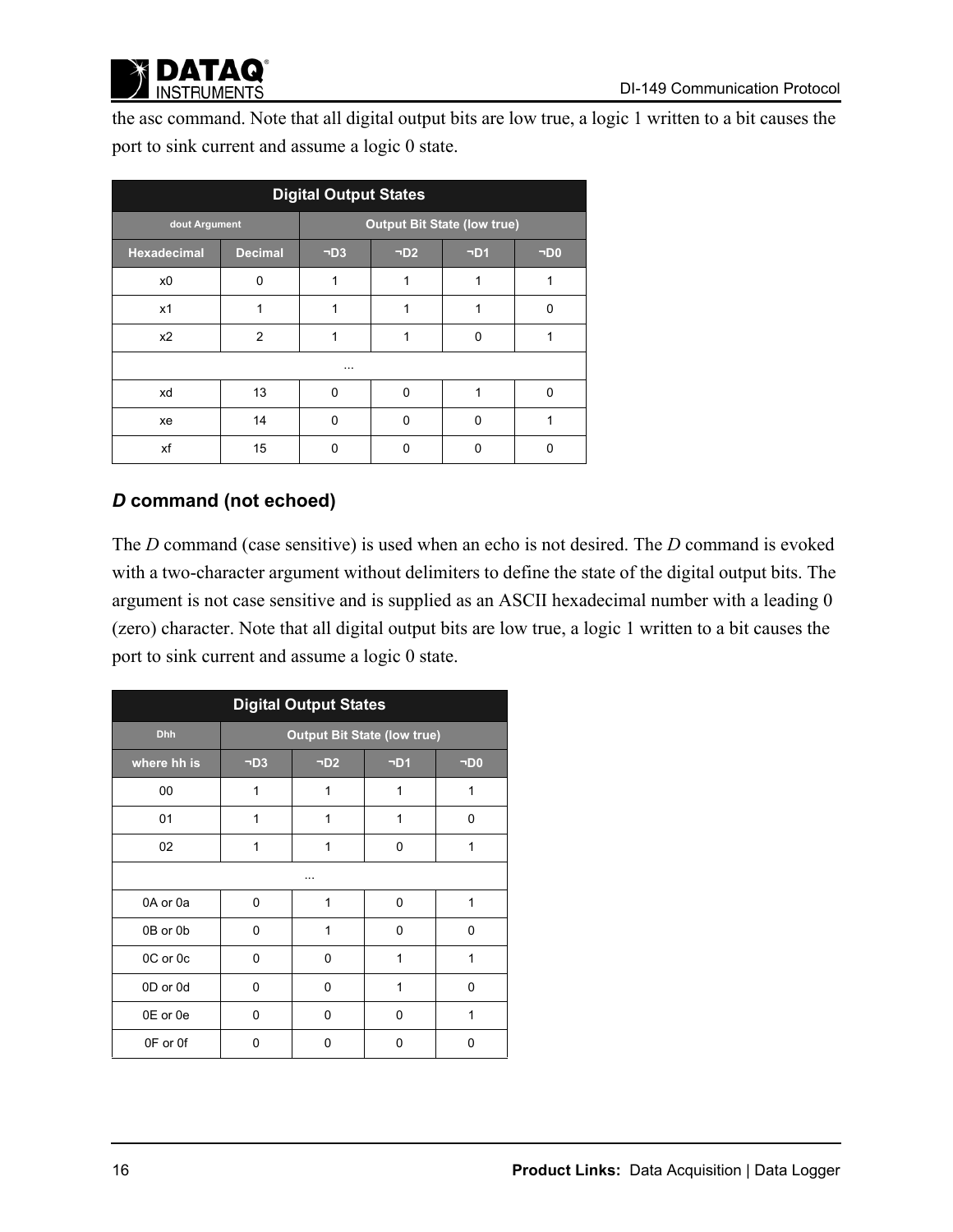the asc command. Note that all digital output bits are low true, a logic 1 written to a bit causes the port to sink current and assume a logic 0 state.

| Digital Output States | | | | | |
|---|---|---|---|---|---|
| dout Argument | | Output Bit State (low true) | | | |
| Hexadecimal | Decimal | ¬D3 | ¬D2 | ¬D1 | ¬D0 |
| x0 | 0 | 1 | 1 | 1 | 1 |
| x1 | 1 | 1 | 1 | 1 | 0 |
| x2 | 2 | 1 | 1 | 0 | 1 |
| ... | | | | | |
| xd | 13 | 0 | 0 | 1 | 0 |
| xe | 14 | 0 | 0 | 0 | 1 |
| xf | 15 | 0 | 0 | 0 | 0 |

### *D* command (not echoed)

The *D* command (case sensitive) is used when an echo is not desired. The *D* command is evoked with a two-character argument without delimiters to define the state of the digital output bits. The argument is not case sensitive and is supplied as an ASCII hexadecimal number with a leading 0 (zero) character. Note that all digital output bits are low true, a logic 1 written to a bit causes the port to sink current and assume a logic 0 state.

| Digital Output States | | | | |
|---|---|---|---|---|
| Dhh | Output Bit State (low true) | | | |
| where hh is | ¬D3 | ¬D2 | ¬D1 | ¬D0 |
| 00 | 1 | 1 | 1 | 1 |
| 01 | 1 | 1 | 1 | 0 |
| 02 | 1 | 1 | 0 | 1 |
| ... | | | | |
| 0A or 0a | 0 | 1 | 0 | 1 |
| 0B or 0b | 0 | 1 | 0 | 0 |
| 0C or 0c | 0 | 0 | 1 | 1 |
| 0D or 0d | 0 | 0 | 1 | 0 |
| 0E or 0e | 0 | 0 | 0 | 1 |
| 0F or 0f | 0 | 0 | 0 | 0 |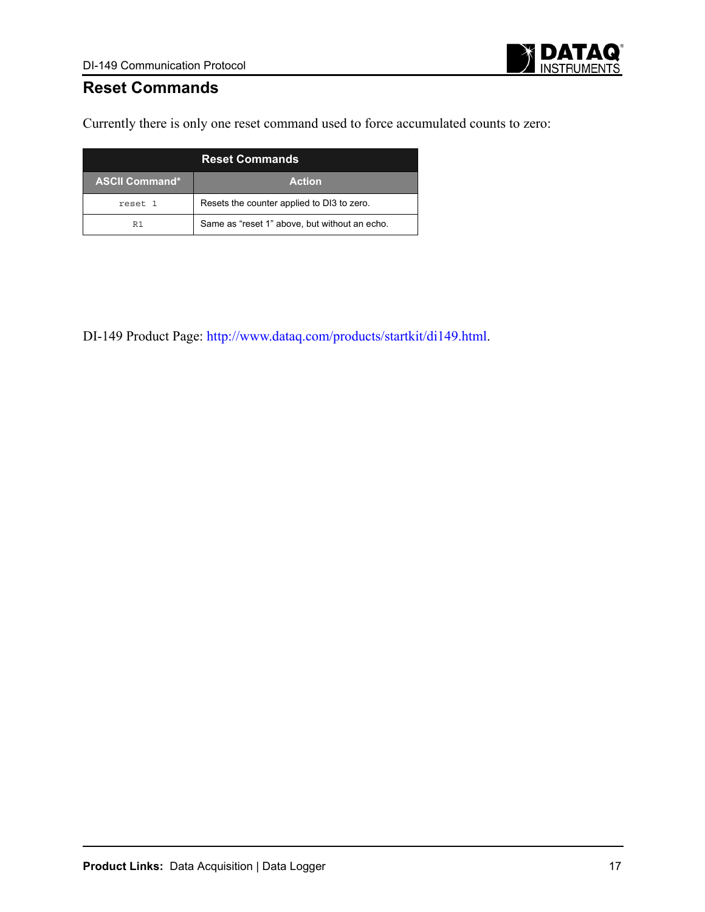## Reset Commands

Currently there is only one reset command used to force accumulated counts to zero:

| Reset Commands | |
|---|---|
| **ASCII Command*** | **Action** |
| `reset 1` | Resets the counter applied to DI3 to zero. |
| `R1` | Same as “reset 1” above, but without an echo. |

DI-149 Product Page: http://www.dataq.com/products/startkit/di149.html.

**Product Links:** Data Acquisition | Data Logger